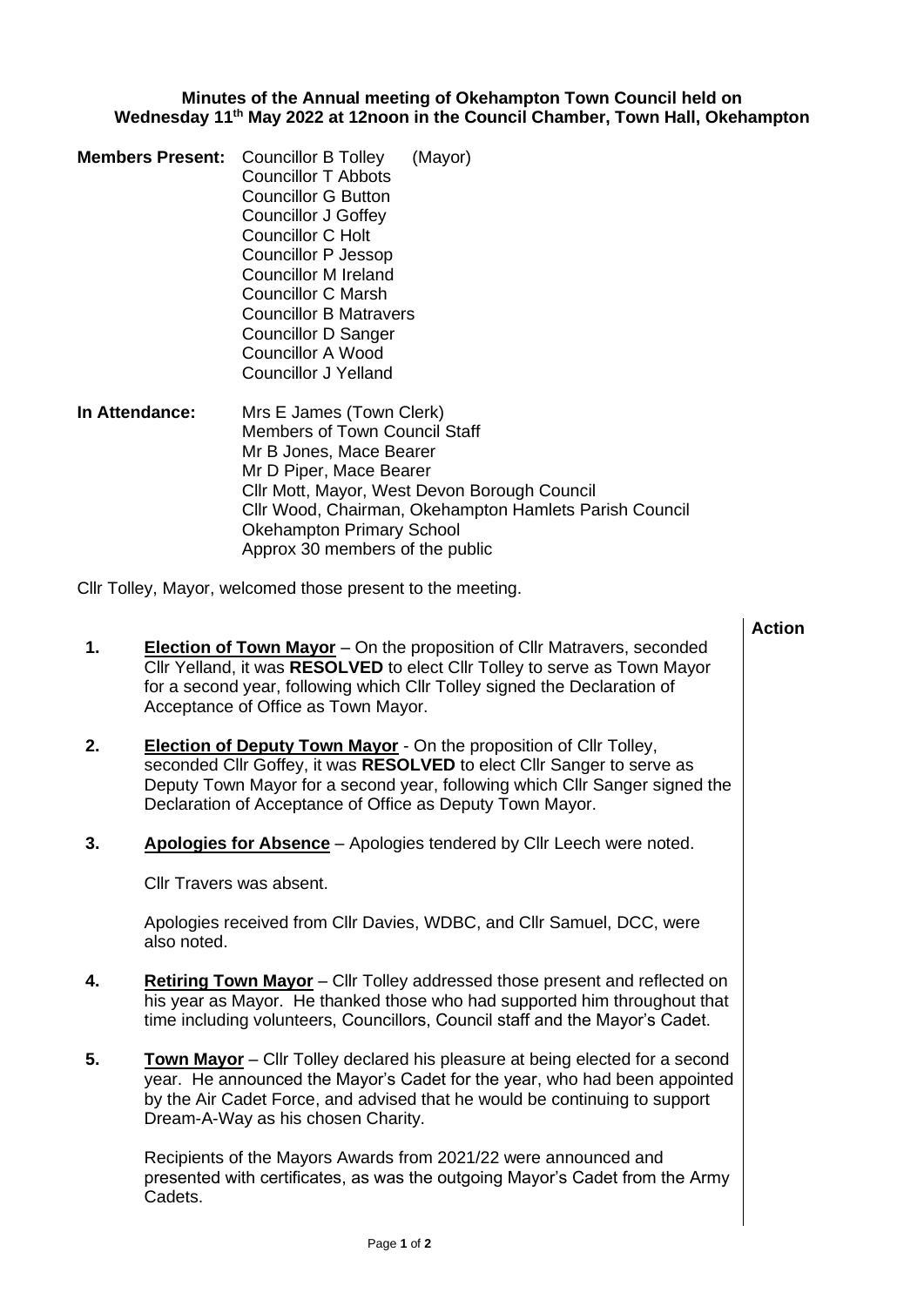**Minutes of the Annual meeting of Okehampton Town Council held on Wednesday 11th May 2022 at 12noon in the Council Chamber, Town Hall, Okehampton**

**Members Present:** Councillor B Tolley (Mayor)
Councillor T Abbots
Councillor G Button
Councillor J Goffey
Councillor C Holt
Councillor P Jessop
Councillor M Ireland
Councillor C Marsh
Councillor B Matravers
Councillor D Sanger
Councillor A Wood
Councillor J Yelland

**In Attendance:** Mrs E James (Town Clerk)
Members of Town Council Staff
Mr B Jones, Mace Bearer
Mr D Piper, Mace Bearer
Cllr Mott, Mayor, West Devon Borough Council
Cllr Wood, Chairman, Okehampton Hamlets Parish Council
Okehampton Primary School
Approx 30 members of the public

Cllr Tolley, Mayor, welcomed those present to the meeting.

| | | Action |
|---|---|---|
| **1.** | **Election of Town Mayor** – On the proposition of Cllr Matravers, seconded Cllr Yelland, it was **RESOLVED** to elect Cllr Tolley to serve as Town Mayor for a second year, following which Cllr Tolley signed the Declaration of Acceptance of Office as Town Mayor. | |
| **2.** | **Election of Deputy Town Mayor** - On the proposition of Cllr Tolley, seconded Cllr Goffey, it was **RESOLVED** to elect Cllr Sanger to serve as Deputy Town Mayor for a second year, following which Cllr Sanger signed the Declaration of Acceptance of Office as Deputy Town Mayor. | |
| **3.** | **Apologies for Absence** – Apologies tendered by Cllr Leech were noted.<br><br>Cllr Travers was absent.<br><br>Apologies received from Cllr Davies, WDBC, and Cllr Samuel, DCC, were also noted. | |
| **4.** | **Retiring Town Mayor** – Cllr Tolley addressed those present and reflected on his year as Mayor. He thanked those who had supported him throughout that time including volunteers, Councillors, Council staff and the Mayor's Cadet. | |
| **5.** | **Town Mayor** – Cllr Tolley declared his pleasure at being elected for a second year. He announced the Mayor's Cadet for the year, who had been appointed by the Air Cadet Force, and advised that he would be continuing to support Dream-A-Way as his chosen Charity.<br><br>Recipients of the Mayors Awards from 2021/22 were announced and presented with certificates, as was the outgoing Mayor's Cadet from the Army Cadets. | |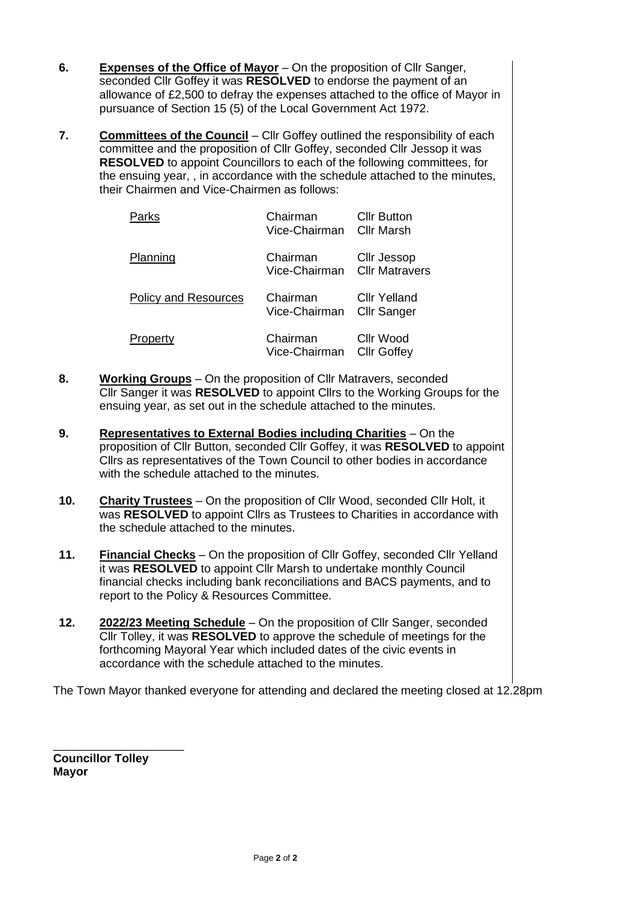6. **Expenses of the Office of Mayor** – On the proposition of Cllr Sanger, seconded Cllr Goffey it was **RESOLVED** to endorse the payment of an allowance of £2,500 to defray the expenses attached to the office of Mayor in pursuance of Section 15 (5) of the Local Government Act 1972.

7. **Committees of the Council** – Cllr Goffey outlined the responsibility of each committee and the proposition of Cllr Goffey, seconded Cllr Jessop it was **RESOLVED** to appoint Councillors to each of the following committees, for the ensuing year, , in accordance with the schedule attached to the minutes, their Chairmen and Vice-Chairmen as follows:

| | | |
|---|---|---|
| Parks | Chairman | Cllr Button |
| | Vice-Chairman | Cllr Marsh |
| Planning | Chairman | Cllr Jessop |
| | Vice-Chairman | Cllr Matravers |
| Policy and Resources | Chairman | Cllr Yelland |
| | Vice-Chairman | Cllr Sanger |
| Property | Chairman | Cllr Wood |
| | Vice-Chairman | Cllr Goffey |

8. **Working Groups** – On the proposition of Cllr Matravers, seconded Cllr Sanger it was **RESOLVED** to appoint Cllrs to the Working Groups for the ensuing year, as set out in the schedule attached to the minutes.

9. **Representatives to External Bodies including Charities** – On the proposition of Cllr Button, seconded Cllr Goffey, it was **RESOLVED** to appoint Cllrs as representatives of the Town Council to other bodies in accordance with the schedule attached to the minutes.

10. **Charity Trustees** – On the proposition of Cllr Wood, seconded Cllr Holt, it was **RESOLVED** to appoint Cllrs as Trustees to Charities in accordance with the schedule attached to the minutes.

11. **Financial Checks** – On the proposition of Cllr Goffey, seconded Cllr Yelland it was **RESOLVED** to appoint Cllr Marsh to undertake monthly Council financial checks including bank reconciliations and BACS payments, and to report to the Policy & Resources Committee.

12. **2022/23 Meeting Schedule** – On the proposition of Cllr Sanger, seconded Cllr Tolley, it was **RESOLVED** to approve the schedule of meetings for the forthcoming Mayoral Year which included dates of the civic events in accordance with the schedule attached to the minutes.

The Town Mayor thanked everyone for attending and declared the meeting closed at 12.28pm

____________________

**Councillor Tolley**
**Mayor**